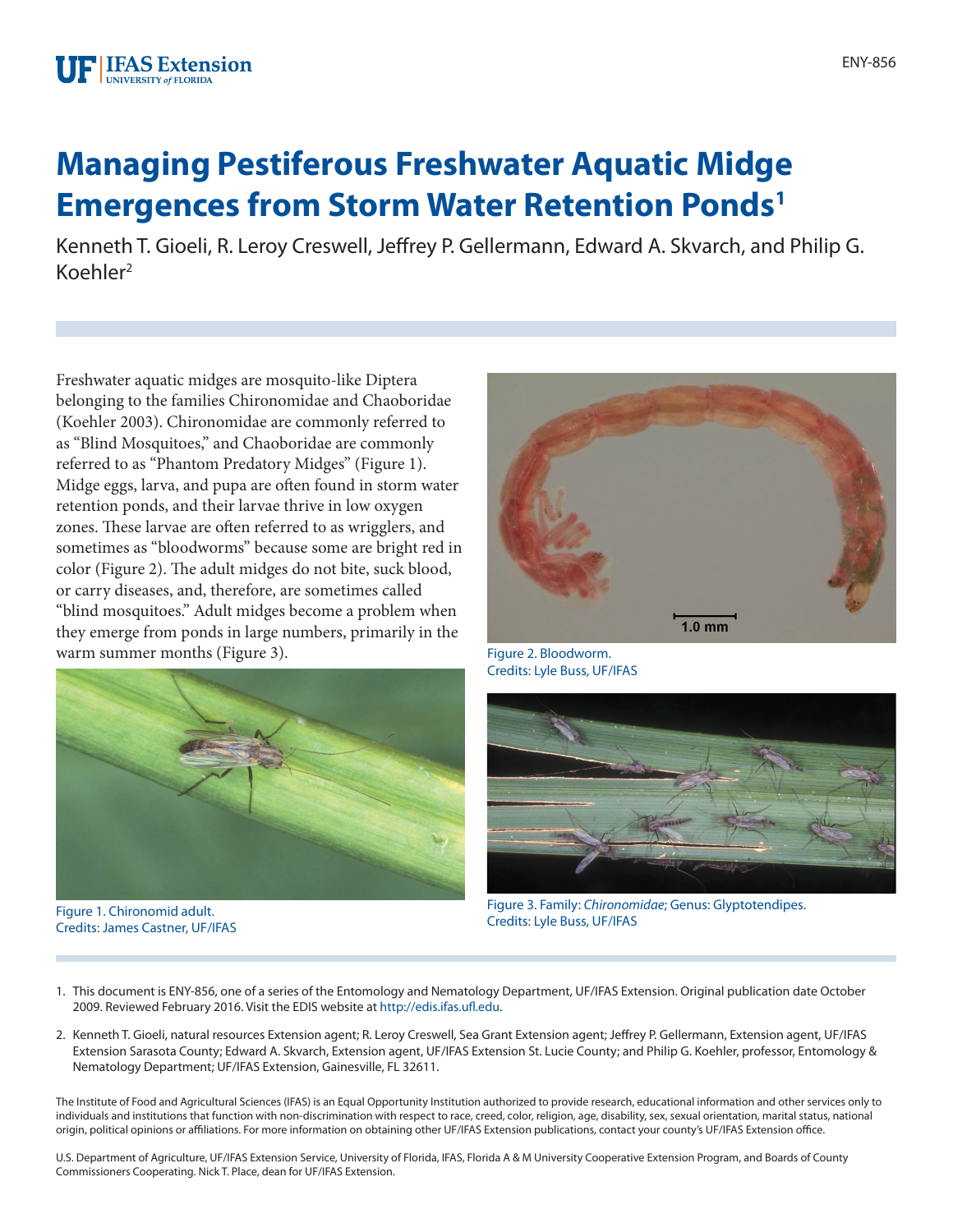# Managing Pestiferous Freshwater Aquatic Midge Emergences from Storm Water Retention Ponds[1]

Kenneth T. Gioeli, R. Leroy Creswell, Jeffrey P. Gellermann, Edward A. Skvarch, and Philip G. Koehler[2]

Freshwater aquatic midges are mosquito-like Diptera belonging to the families Chironomidae and Chaoboridae (Koehler 2003). Chironomidae are commonly referred to as "Blind Mosquitoes," and Chaoboridae are commonly referred to as "Phantom Predatory Midges" (Figure 1). Midge eggs, larva, and pupa are often found in storm water retention ponds, and their larvae thrive in low oxygen zones. These larvae are often referred to as wrigglers, and sometimes as "bloodworms" because some are bright red in color (Figure 2). The adult midges do not bite, suck blood, or carry diseases, and, therefore, are sometimes called "blind mosquitoes." Adult midges become a problem when they emerge from ponds in large numbers, primarily in the warm summer months (Figure 3).

Figure 1. Chironomid adult.
Credits: James Castner, UF/IFAS

Figure 2. Bloodworm.
Credits: Lyle Buss, UF/IFAS

Figure 3. Family: *Chironomidae*; Genus: Glyptotendipes.
Credits: Lyle Buss, UF/IFAS

1. This document is ENY-856, one of a series of the Entomology and Nematology Department, UF/IFAS Extension. Original publication date October 2009. Reviewed February 2016. Visit the EDIS website at http://edis.ifas.ufl.edu.

2. Kenneth T. Gioeli, natural resources Extension agent; R. Leroy Creswell, Sea Grant Extension agent; Jeffrey P. Gellermann, Extension agent, UF/IFAS Extension Sarasota County; Edward A. Skvarch, Extension agent, UF/IFAS Extension St. Lucie County; and Philip G. Koehler, professor, Entomology & Nematology Department; UF/IFAS Extension, Gainesville, FL 32611.

The Institute of Food and Agricultural Sciences (IFAS) is an Equal Opportunity Institution authorized to provide research, educational information and other services only to individuals and institutions that function with non-discrimination with respect to race, creed, color, religion, age, disability, sex, sexual orientation, marital status, national origin, political opinions or affiliations. For more information on obtaining other UF/IFAS Extension publications, contact your county's UF/IFAS Extension office.

U.S. Department of Agriculture, UF/IFAS Extension Service, University of Florida, IFAS, Florida A & M University Cooperative Extension Program, and Boards of County Commissioners Cooperating. Nick T. Place, dean for UF/IFAS Extension.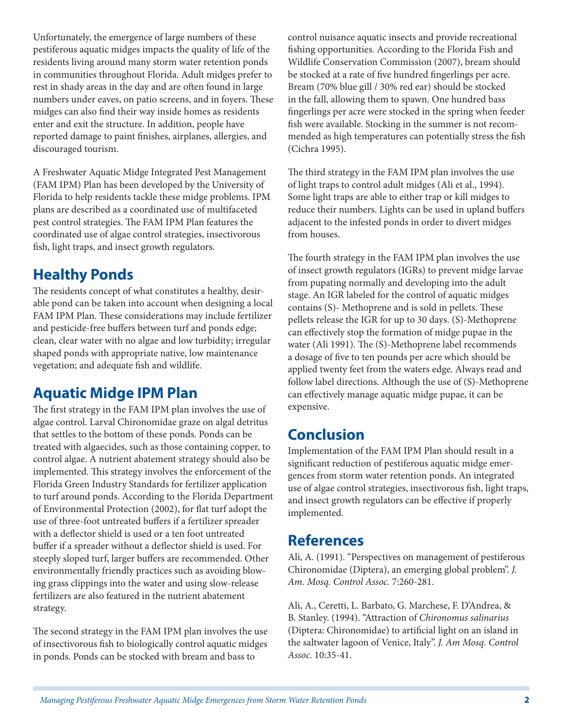Unfortunately, the emergence of large numbers of these pestiferous aquatic midges impacts the quality of life of the residents living around many storm water retention ponds in communities throughout Florida. Adult midges prefer to rest in shady areas in the day and are often found in large numbers under eaves, on patio screens, and in foyers. These midges can also find their way inside homes as residents enter and exit the structure. In addition, people have reported damage to paint finishes, airplanes, allergies, and discouraged tourism.

A Freshwater Aquatic Midge Integrated Pest Management (FAM IPM) Plan has been developed by the University of Florida to help residents tackle these midge problems. IPM plans are described as a coordinated use of multifaceted pest control strategies. The FAM IPM Plan features the coordinated use of algae control strategies, insectivorous fish, light traps, and insect growth regulators.

## Healthy Ponds

The residents concept of what constitutes a healthy, desirable pond can be taken into account when designing a local FAM IPM Plan. These considerations may include fertilizer and pesticide-free buffers between turf and ponds edge; clean, clear water with no algae and low turbidity; irregular shaped ponds with appropriate native, low maintenance vegetation; and adequate fish and wildlife.

## Aquatic Midge IPM Plan

The first strategy in the FAM IPM plan involves the use of algae control. Larval Chironomidae graze on algal detritus that settles to the bottom of these ponds. Ponds can be treated with algaecides, such as those containing copper, to control algae. A nutrient abatement strategy should also be implemented. This strategy involves the enforcement of the Florida Green Industry Standards for fertilizer application to turf around ponds. According to the Florida Department of Environmental Protection (2002), for flat turf adopt the use of three-foot untreated buffers if a fertilizer spreader with a deflector shield is used or a ten foot untreated buffer if a spreader without a deflector shield is used. For steeply sloped turf, larger buffers are recommended. Other environmentally friendly practices such as avoiding blowing grass clippings into the water and using slow-release fertilizers are also featured in the nutrient abatement strategy.

The second strategy in the FAM IPM plan involves the use of insectivorous fish to biologically control aquatic midges in ponds. Ponds can be stocked with bream and bass to control nuisance aquatic insects and provide recreational fishing opportunities. According to the Florida Fish and Wildlife Conservation Commission (2007), bream should be stocked at a rate of five hundred fingerlings per acre. Bream (70% blue gill / 30% red ear) should be stocked in the fall, allowing them to spawn. One hundred bass fingerlings per acre were stocked in the spring when feeder fish were available. Stocking in the summer is not recommended as high temperatures can potentially stress the fish (Cichra 1995).

The third strategy in the FAM IPM plan involves the use of light traps to control adult midges (Ali et al., 1994). Some light traps are able to either trap or kill midges to reduce their numbers. Lights can be used in upland buffers adjacent to the infested ponds in order to divert midges from houses.

The fourth strategy in the FAM IPM plan involves the use of insect growth regulators (IGRs) to prevent midge larvae from pupating normally and developing into the adult stage. An IGR labeled for the control of aquatic midges contains (S)- Methoprene and is sold in pellets. These pellets release the IGR for up to 30 days. (S)-Methoprene can effectively stop the formation of midge pupae in the water (Ali 1991). The (S)-Methoprene label recommends a dosage of five to ten pounds per acre which should be applied twenty feet from the waters edge. Always read and follow label directions. Although the use of (S)-Methoprene can effectively manage aquatic midge pupae, it can be expensive.

## Conclusion

Implementation of the FAM IPM Plan should result in a significant reduction of pestiferous aquatic midge emergences from storm water retention ponds. An integrated use of algae control strategies, insectivorous fish, light traps, and insect growth regulators can be effective if properly implemented.

## References

Ali, A. (1991). "Perspectives on management of pestiferous Chironomidae (Diptera), an emerging global problem". *J. Am. Mosq. Control Assoc.* 7:260-281.

Ali, A., Ceretti, L. Barbato, G. Marchese, F. D'Andrea, & B. Stanley. (1994). "Attraction of *Chironomus salinarius* (Diptera: Chironomidae) to artificial light on an island in the saltwater lagoon of Venice, Italy". *J. Am Mosq. Control Assoc*. 10:35-41.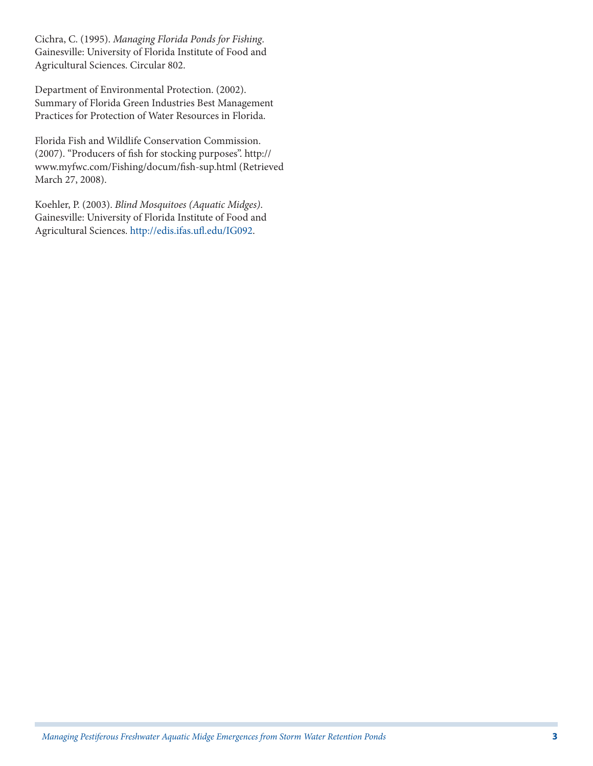Cichra, C. (1995). *Managing Florida Ponds for Fishing*. Gainesville: University of Florida Institute of Food and Agricultural Sciences. Circular 802.

Department of Environmental Protection. (2002). Summary of Florida Green Industries Best Management Practices for Protection of Water Resources in Florida.

Florida Fish and Wildlife Conservation Commission. (2007). "Producers of fish for stocking purposes". http://www.myfwc.com/Fishing/docum/fish-sup.html (Retrieved March 27, 2008).

Koehler, P. (2003). *Blind Mosquitoes (Aquatic Midges)*. Gainesville: University of Florida Institute of Food and Agricultural Sciences. http://edis.ifas.ufl.edu/IG092.